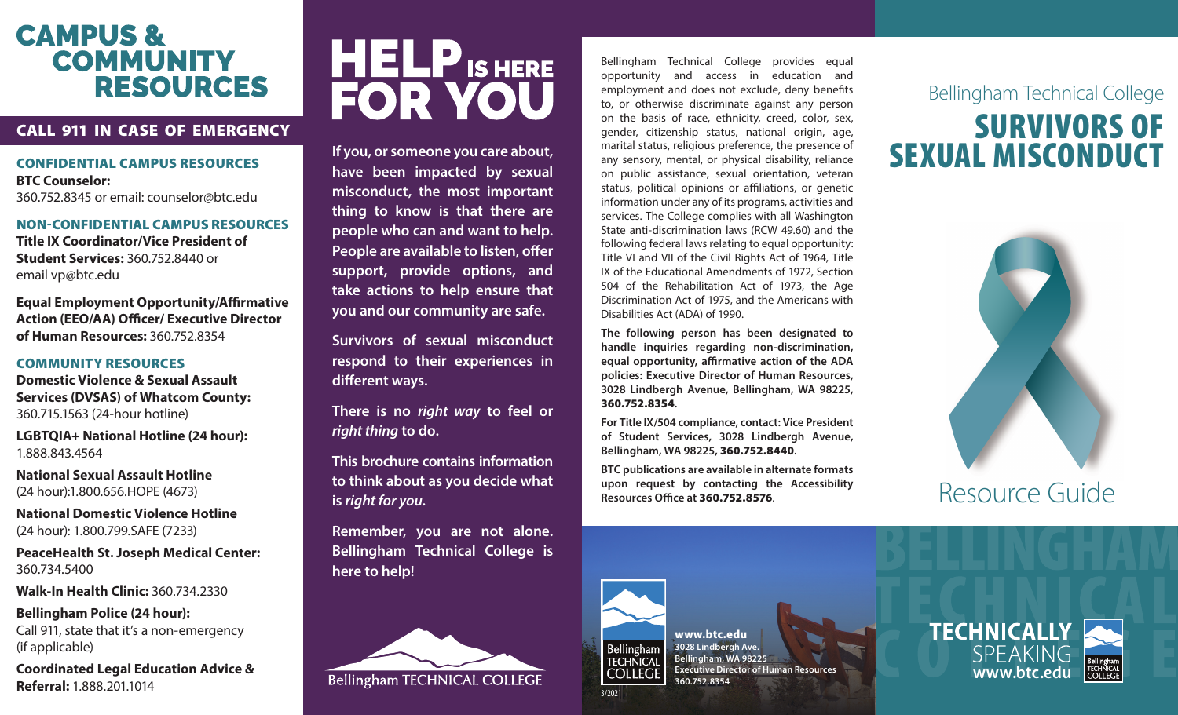# CAMPUS & COMMUNITY RESOURCES

## CALL 911 IN CASE OF EMERGENCY

### CONFIDENTIAL CAMPUS RESOURCES

**BTC Counselor:**
360.752.8345 or email: counselor@btc.edu

### NON-CONFIDENTIAL CAMPUS RESOURCES

**Title IX Coordinator/Vice President of Student Services:** 360.752.8440 or email vp@btc.edu

**Equal Employment Opportunity/Affirmative Action (EEO/AA) Officer/ Executive Director of Human Resources:** 360.752.8354

### COMMUNITY RESOURCES

**Domestic Violence & Sexual Assault Services (DVSAS) of Whatcom County:** 360.715.1563 (24-hour hotline)

**LGBTQIA+ National Hotline (24 hour):** 1.888.843.4564

**National Sexual Assault Hotline** (24 hour):1.800.656.HOPE (4673)

**National Domestic Violence Hotline** (24 hour): 1.800.799.SAFE (7233)

**PeaceHealth St. Joseph Medical Center:** 360.734.5400

**Walk-In Health Clinic:** 360.734.2330

**Bellingham Police (24 hour):**
Call 911, state that it's a non-emergency (if applicable)

**Coordinated Legal Education Advice & Referral:** 1.888.201.1014

# HELP IS HERE FOR YOU

**If you, or someone you care about, have been impacted by sexual misconduct, the most important thing to know is that there are people who can and want to help. People are available to listen, offer support, provide options, and take actions to help ensure that you and our community are safe.**

**Survivors of sexual misconduct respond to their experiences in different ways.**

**There is no *right way* to feel or *right thing* to do.**

**This brochure contains information to think about as you decide what is *right for you*.**

**Remember, you are not alone. Bellingham Technical College is here to help!**

Bellingham TECHNICAL COLLEGE

Bellingham Technical College provides equal opportunity and access in education and employment and does not exclude, deny benefits to, or otherwise discriminate against any person on the basis of race, ethnicity, creed, color, sex, gender, citizenship status, national origin, age, marital status, religious preference, the presence of any sensory, mental, or physical disability, reliance on public assistance, sexual orientation, veteran status, political opinions or affiliations, or genetic information under any of its programs, activities and services. The College complies with all Washington State anti-discrimination laws (RCW 49.60) and the following federal laws relating to equal opportunity: Title VI and VII of the Civil Rights Act of 1964, Title IX of the Educational Amendments of 1972, Section 504 of the Rehabilitation Act of 1973, the Age Discrimination Act of 1975, and the Americans with Disabilities Act (ADA) of 1990.

**The following person has been designated to handle inquiries regarding non-discrimination, equal opportunity, affirmative action of the ADA policies: Executive Director of Human Resources, 3028 Lindbergh Avenue, Bellingham, WA 98225, 360.752.8354.**

**For Title IX/504 compliance, contact: Vice President of Student Services, 3028 Lindbergh Avenue, Bellingham, WA 98225, 360.752.8440.**

**BTC publications are available in alternate formats upon request by contacting the Accessibility Resources Office at 360.752.8576.**

Bellingham TECHNICAL COLLEGE

**www.btc.edu**
**3028 Lindbergh Ave.**
**Bellingham, WA 98225**
**Executive Director of Human Resources**
**360.752.8354**

3/2021

Bellingham Technical College

# SURVIVORS OF SEXUAL MISCONDUCT

## Resource Guide

**TECHNICALLY** SPEAKING
**www.btc.edu**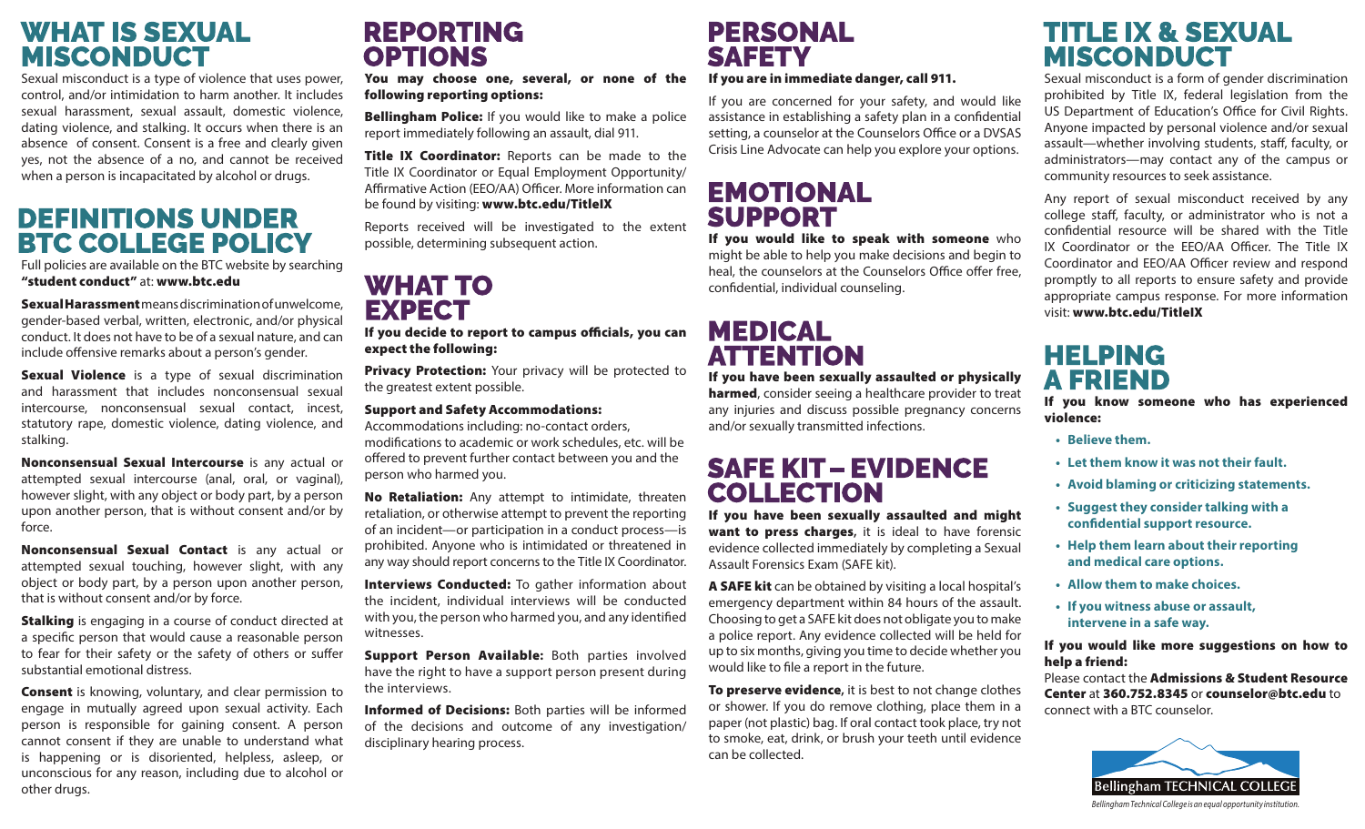# WHAT IS SEXUAL MISCONDUCT

Sexual misconduct is a type of violence that uses power, control, and/or intimidation to harm another. It includes sexual harassment, sexual assault, domestic violence, dating violence, and stalking. It occurs when there is an absence of consent. Consent is a free and clearly given yes, not the absence of a no, and cannot be received when a person is incapacitated by alcohol or drugs.

# DEFINITIONS UNDER BTC COLLEGE POLICY

Full policies are available on the BTC website by searching **"student conduct"** at: **www.btc.edu**

**Sexual Harassment** means discrimination of unwelcome, gender-based verbal, written, electronic, and/or physical conduct. It does not have to be of a sexual nature, and can include offensive remarks about a person's gender.

**Sexual Violence** is a type of sexual discrimination and harassment that includes nonconsensual sexual intercourse, nonconsensual sexual contact, incest, statutory rape, domestic violence, dating violence, and stalking.

**Nonconsensual Sexual Intercourse** is any actual or attempted sexual intercourse (anal, oral, or vaginal), however slight, with any object or body part, by a person upon another person, that is without consent and/or by force.

**Nonconsensual Sexual Contact** is any actual or attempted sexual touching, however slight, with any object or body part, by a person upon another person, that is without consent and/or by force.

**Stalking** is engaging in a course of conduct directed at a specific person that would cause a reasonable person to fear for their safety or the safety of others or suffer substantial emotional distress.

**Consent** is knowing, voluntary, and clear permission to engage in mutually agreed upon sexual activity. Each person is responsible for gaining consent. A person cannot consent if they are unable to understand what is happening or is disoriented, helpless, asleep, or unconscious for any reason, including due to alcohol or other drugs.

# REPORTING OPTIONS

**You may choose one, several, or none of the following reporting options:**

**Bellingham Police:** If you would like to make a police report immediately following an assault, dial 911.

**Title IX Coordinator:** Reports can be made to the Title IX Coordinator or Equal Employment Opportunity/ Affirmative Action (EEO/AA) Officer. More information can be found by visiting: **www.btc.edu/TitleIX**

Reports received will be investigated to the extent possible, determining subsequent action.

# WHAT TO EXPECT

**If you decide to report to campus officials, you can expect the following:**

**Privacy Protection:** Your privacy will be protected to the greatest extent possible.

**Support and Safety Accommodations:**
Accommodations including: no-contact orders, modifications to academic or work schedules, etc. will be offered to prevent further contact between you and the person who harmed you.

**No Retaliation:** Any attempt to intimidate, threaten retaliation, or otherwise attempt to prevent the reporting of an incident—or participation in a conduct process—is prohibited. Anyone who is intimidated or threatened in any way should report concerns to the Title IX Coordinator.

**Interviews Conducted:** To gather information about the incident, individual interviews will be conducted with you, the person who harmed you, and any identified witnesses.

**Support Person Available:** Both parties involved have the right to have a support person present during the interviews.

**Informed of Decisions:** Both parties will be informed of the decisions and outcome of any investigation/ disciplinary hearing process.

# PERSONAL SAFETY

**If you are in immediate danger, call 911.**

If you are concerned for your safety, and would like assistance in establishing a safety plan in a confidential setting, a counselor at the Counselors Office or a DVSAS Crisis Line Advocate can help you explore your options.

# EMOTIONAL SUPPORT

**If you would like to speak with someone** who might be able to help you make decisions and begin to heal, the counselors at the Counselors Office offer free, confidential, individual counseling.

# MEDICAL ATTENTION

**If you have been sexually assaulted or physically harmed**, consider seeing a healthcare provider to treat any injuries and discuss possible pregnancy concerns and/or sexually transmitted infections.

# SAFE KIT – EVIDENCE COLLECTION

**If you have been sexually assaulted and might want to press charges,** it is ideal to have forensic evidence collected immediately by completing a Sexual Assault Forensics Exam (SAFE kit).

**A SAFE kit** can be obtained by visiting a local hospital's emergency department within 84 hours of the assault. Choosing to get a SAFE kit does not obligate you to make a police report. Any evidence collected will be held for up to six months, giving you time to decide whether you would like to file a report in the future.

**To preserve evidence,** it is best to not change clothes or shower. If you do remove clothing, place them in a paper (not plastic) bag. If oral contact took place, try not to smoke, eat, drink, or brush your teeth until evidence can be collected.

# TITLE IX & SEXUAL MISCONDUCT

Sexual misconduct is a form of gender discrimination prohibited by Title IX, federal legislation from the US Department of Education's Office for Civil Rights. Anyone impacted by personal violence and/or sexual assault—whether involving students, staff, faculty, or administrators—may contact any of the campus or community resources to seek assistance.

Any report of sexual misconduct received by any college staff, faculty, or administrator who is not a confidential resource will be shared with the Title IX Coordinator or the EEO/AA Officer. The Title IX Coordinator and EEO/AA Officer review and respond promptly to all reports to ensure safety and provide appropriate campus response. For more information visit: **www.btc.edu/TitleIX**

# HELPING A FRIEND

**If you know someone who has experienced violence:**

- **Believe them.**
- **Let them know it was not their fault.**
- **Avoid blaming or criticizing statements.**
- **Suggest they consider talking with a confidential support resource.**
- **Help them learn about their reporting and medical care options.**
- **Allow them to make choices.**
- **If you witness abuse or assault, intervene in a safe way.**

**If you would like more suggestions on how to help a friend:**
Please contact the **Admissions & Student Resource Center** at **360.752.8345** or **counselor@btc.edu** to connect with a BTC counselor.

Bellingham TECHNICAL COLLEGE

*Bellingham Technical College is an equal opportunity institution.*